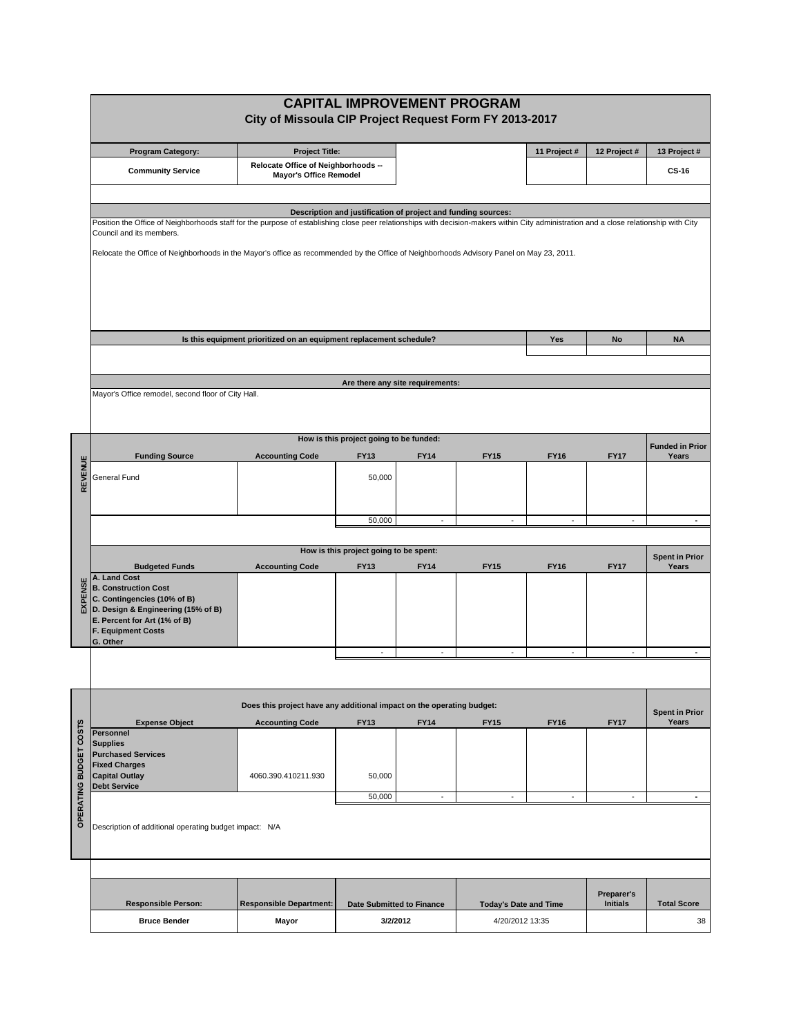# CAPITAL IMPROVEMENT PROGRAM

## City of Missoula CIP Project Request Form FY 2013-2017

| Program Category: | Project Title: | | | 11 Project # | 12 Project # | 13 Project # |
|---|---|---|---|---|---|---|
| Community Service | Relocate Office of Neighborhoods -- Mayor's Office Remodel | | | | | CS-16 |

### Description and justification of project and funding sources:

Position the Office of Neighborhoods staff for the purpose of establishing close peer relationships with decision-makers within City administration and a close relationship with City Council and its members.

Relocate the Office of Neighborhoods in the Mayor's office as recommended by the Office of Neighborhoods Advisory Panel on May 23, 2011.

| Is this equipment prioritized on an equipment replacement schedule? | Yes | No | NA |
|---|---|---|---|
| | | | |

### Are there any site requirements:

Mayor's Office remodel, second floor of City Hall.

### REVENUE

How is this project going to be funded:

| Funding Source | Accounting Code | FY13 | FY14 | FY15 | FY16 | FY17 | Funded in Prior Years |
|---|---|---|---|---|---|---|---|
| General Fund | | 50,000 | | | | | |
| | | 50,000 | - | - | - | - | - |

### EXPENSE

How is this project going to be spent:

| Budgeted Funds | Accounting Code | FY13 | FY14 | FY15 | FY16 | FY17 | Spent in Prior Years |
|---|---|---|---|---|---|---|---|
| A. Land Cost | | | | | | | |
| B. Construction Cost | | | | | | | |
| C. Contingencies (10% of B) | | | | | | | |
| D. Design & Engineering (15% of B) | | | | | | | |
| E. Percent for Art (1% of B) | | | | | | | |
| F. Equipment Costs | | | | | | | |
| G. Other | | | | | | | |
| | | - | - | - | - | - | - |

### OPERATING BUDGET COSTS

Does this project have any additional impact on the operating budget:

| Expense Object | Accounting Code | FY13 | FY14 | FY15 | FY16 | FY17 | Spent in Prior Years |
|---|---|---|---|---|---|---|---|
| Personnel | | | | | | | |
| Supplies | | | | | | | |
| Purchased Services | | | | | | | |
| Fixed Charges | | | | | | | |
| Capital Outlay | 4060.390.410211.930 | 50,000 | | | | | |
| Debt Service | | | | | | | |
| | | 50,000 | - | - | - | - | - |

Description of additional operating budget impact: N/A

| Responsible Person: | Responsible Department: | Date Submitted to Finance | Today's Date and Time | Preparer's Initials | Total Score |
|---|---|---|---|---|---|
| Bruce Bender | Mayor | 3/2/2012 | 4/20/2012 13:35 | | 38 |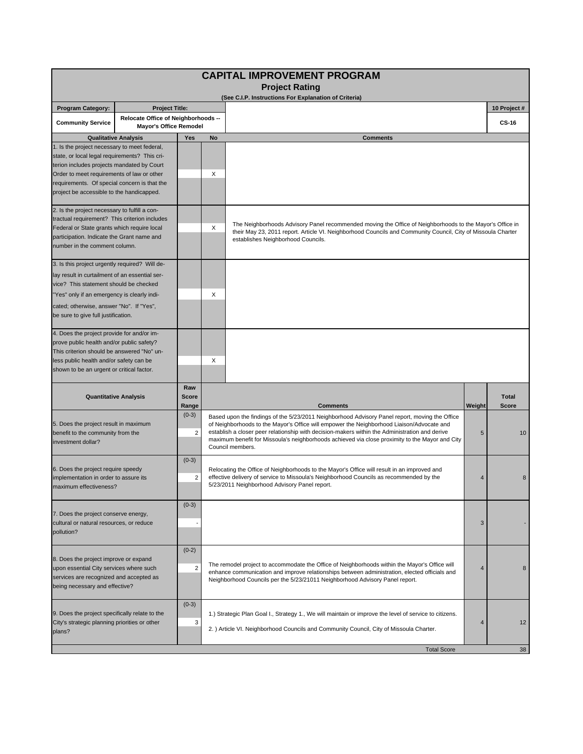# CAPITAL IMPROVEMENT PROGRAM

## Project Rating

(See C.I.P. Instructions For Explanation of Criteria)

| Program Category: | Project Title: | 10 Project # |
|---|---|---|
| Community Service | Relocate Office of Neighborhoods -- Mayor's Office Remodel | CS-16 |

| Qualitative Analysis | Yes | No | Comments |
|---|---|---|---|
| 1. Is the project necessary to meet federal, state, or local legal requirements? This criterion includes projects mandated by Court Order to meet requirements of law or other requirements. Of special concern is that the project be accessible to the handicapped. | | X | |
| 2. Is the project necessary to fulfill a contractual requirement? This criterion includes Federal or State grants which require local participation. Indicate the Grant name and number in the comment column. | | X | The Neighborhoods Advisory Panel recommended moving the Office of Neighborhoods to the Mayor's Office in their May 23, 2011 report. Article VI. Neighborhood Councils and Community Council, City of Missoula Charter establishes Neighborhood Councils. |
| 3. Is this project urgently required? Will delay result in curtailment of an essential service? This statement should be checked "Yes" only if an emergency is clearly indicated; otherwise, answer "No". If "Yes", be sure to give full justification. | | X | |
| 4. Does the project provide for and/or improve public health and/or public safety? This criterion should be answered "No" unless public health and/or safety can be shown to be an urgent or critical factor. | | X | |

| Quantitative Analysis | Raw Score Range | | Comments | Weight | Total Score |
|---|---|---|---|---|---|
| 5. Does the project result in maximum benefit to the community from the investment dollar? | (0-3) | 2 | Based upon the findings of the 5/23/2011 Neighborhood Advisory Panel report, moving the Office of Neighborhoods to the Mayor's Office will empower the Neighborhood Liaison/Advocate and establish a closer peer relationship with decision-makers within the Administration and derive maximum benefit for Missoula's neighborhoods achieved via close proximity to the Mayor and City Council members. | 5 | 10 |
| 6. Does the project require speedy implementation in order to assure its maximum effectiveness? | (0-3) | 2 | Relocating the Office of Neighborhoods to the Mayor's Office will result in an improved and effective delivery of service to Missoula's Neighborhood Councils as recommended by the 5/23/2011 Neighborhood Advisory Panel report. | 4 | 8 |
| 7. Does the project conserve energy, cultural or natural resources, or reduce pollution? | (0-3) | - | | 3 | - |
| 8. Does the project improve or expand upon essential City services where such services are recognized and accepted as being necessary and effective? | (0-2) | 2 | The remodel project to accommodate the Office of Neighborhoods within the Mayor's Office will enhance communication and improve relationships between administration, elected officials and Neighborhood Councils per the 5/23/21011 Neighborhood Advisory Panel report. | 4 | 8 |
| 9. Does the project specifically relate to the City's strategic planning priorities or other plans? | (0-3) | 3 | 1.) Strategic Plan Goal I., Strategy 1., We will maintain or improve the level of service to citizens. 2. ) Article VI. Neighborhood Councils and Community Council, City of Missoula Charter. | 4 | 12 |
| | | | Total Score | | 38 |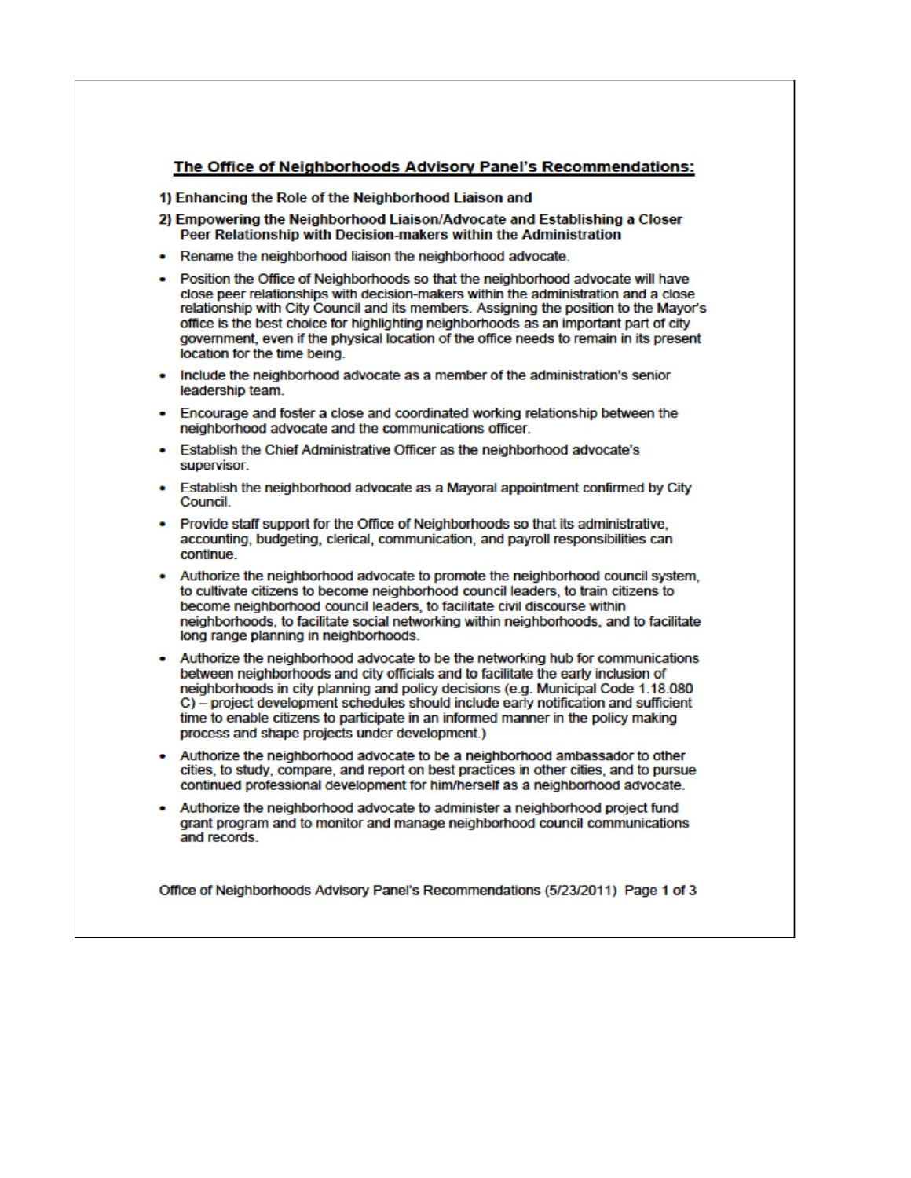## The Office of Neighborhoods Advisory Panel's Recommendations:

**1) Enhancing the Role of the Neighborhood Liaison and**

**2) Empowering the Neighborhood Liaison/Advocate and Establishing a Closer Peer Relationship with Decision-makers within the Administration**

- Rename the neighborhood liaison the neighborhood advocate.
- Position the Office of Neighborhoods so that the neighborhood advocate will have close peer relationships with decision-makers within the administration and a close relationship with City Council and its members. Assigning the position to the Mayor's office is the best choice for highlighting neighborhoods as an important part of city government, even if the physical location of the office needs to remain in its present location for the time being.
- Include the neighborhood advocate as a member of the administration's senior leadership team.
- Encourage and foster a close and coordinated working relationship between the neighborhood advocate and the communications officer.
- Establish the Chief Administrative Officer as the neighborhood advocate's supervisor.
- Establish the neighborhood advocate as a Mayoral appointment confirmed by City Council.
- Provide staff support for the Office of Neighborhoods so that its administrative, accounting, budgeting, clerical, communication, and payroll responsibilities can continue.
- Authorize the neighborhood advocate to promote the neighborhood council system, to cultivate citizens to become neighborhood council leaders, to train citizens to become neighborhood council leaders, to facilitate civil discourse within neighborhoods, to facilitate social networking within neighborhoods, and to facilitate long range planning in neighborhoods.
- Authorize the neighborhood advocate to be the networking hub for communications between neighborhoods and city officials and to facilitate the early inclusion of neighborhoods in city planning and policy decisions (e.g. Municipal Code 1.18.080 C) – project development schedules should include early notification and sufficient time to enable citizens to participate in an informed manner in the policy making process and shape projects under development.)
- Authorize the neighborhood advocate to be a neighborhood ambassador to other cities, to study, compare, and report on best practices in other cities, and to pursue continued professional development for him/herself as a neighborhood advocate.
- Authorize the neighborhood advocate to administer a neighborhood project fund grant program and to monitor and manage neighborhood council communications and records.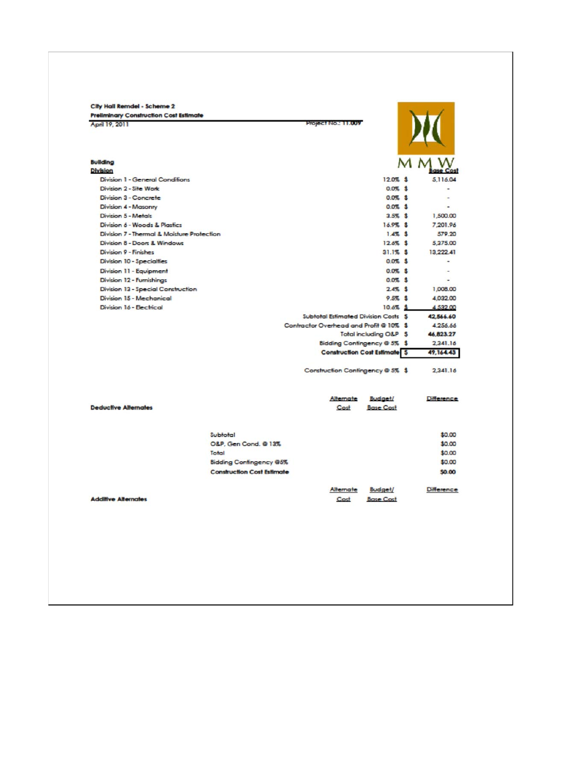**City Hall Remdel - Scheme 2**
**Preliminary Construction Cost Estimate**
April 19, 2011 Project No.: 11.009

MMW

**Building**

| **Division** | | | **Base Cost** |
|---|---|---|---|
| Division 1 - General Conditions | 12.0% | $ | 5,116.04 |
| Division 2 - Site Work | 0.0% | $ | - |
| Division 3 - Concrete | 0.0% | $ | - |
| Division 4 - Masonry | 0.0% | $ | - |
| Division 5 - Metals | 3.5% | $ | 1,500.00 |
| Division 6 - Woods & Plastics | 16.9% | $ | 7,201.96 |
| Division 7 - Thermal & Moisture Protection | 1.4% | $ | 579.20 |
| Division 8 - Doors & Windows | 12.6% | $ | 5,375.00 |
| Division 9 - Finishes | 31.1% | $ | 13,222.41 |
| Division 10 - Specialties | 0.0% | $ | - |
| Division 11 - Equipment | 0.0% | $ | - |
| Division 12 - Furnishings | 0.0% | $ | - |
| Division 13 - Special Construction | 2.4% | $ | 1,008.00 |
| Division 15 - Mechanical | 9.5% | $ | 4,032.00 |
| Division 16 - Electrical | 10.6% | $ | 4,532.00 |
| Subtotal Estimated Division Costs | | $ | **42,566.60** |
| Contractor Overhead and Profit @ 10% | | $ | 4,256.66 |
| Total including O&P | | $ | **46,823.27** |
| Bidding Contingency @ 5% | | $ | 2,341.16 |
| **Construction Cost Estimate** | | $ | **49,164.43** |
| Construction Contingency @ 5% | | $ | 2,341.16 |

| **Deductive Alternates** | Alternate Cost | Budget/ Base Cost | Difference |
|---|---|---|---|
| Subtotal | | | $0.00 |
| O&P, Gen Cond. @ 13% | | | $0.00 |
| Total | | | $0.00 |
| Bidding Contingency @5% | | | $0.00 |
| **Construction Cost Estimate** | | | **$0.00** |

| **Additive Alternates** | Alternate Cost | Budget/ Base Cost | Difference |
|---|---|---|---|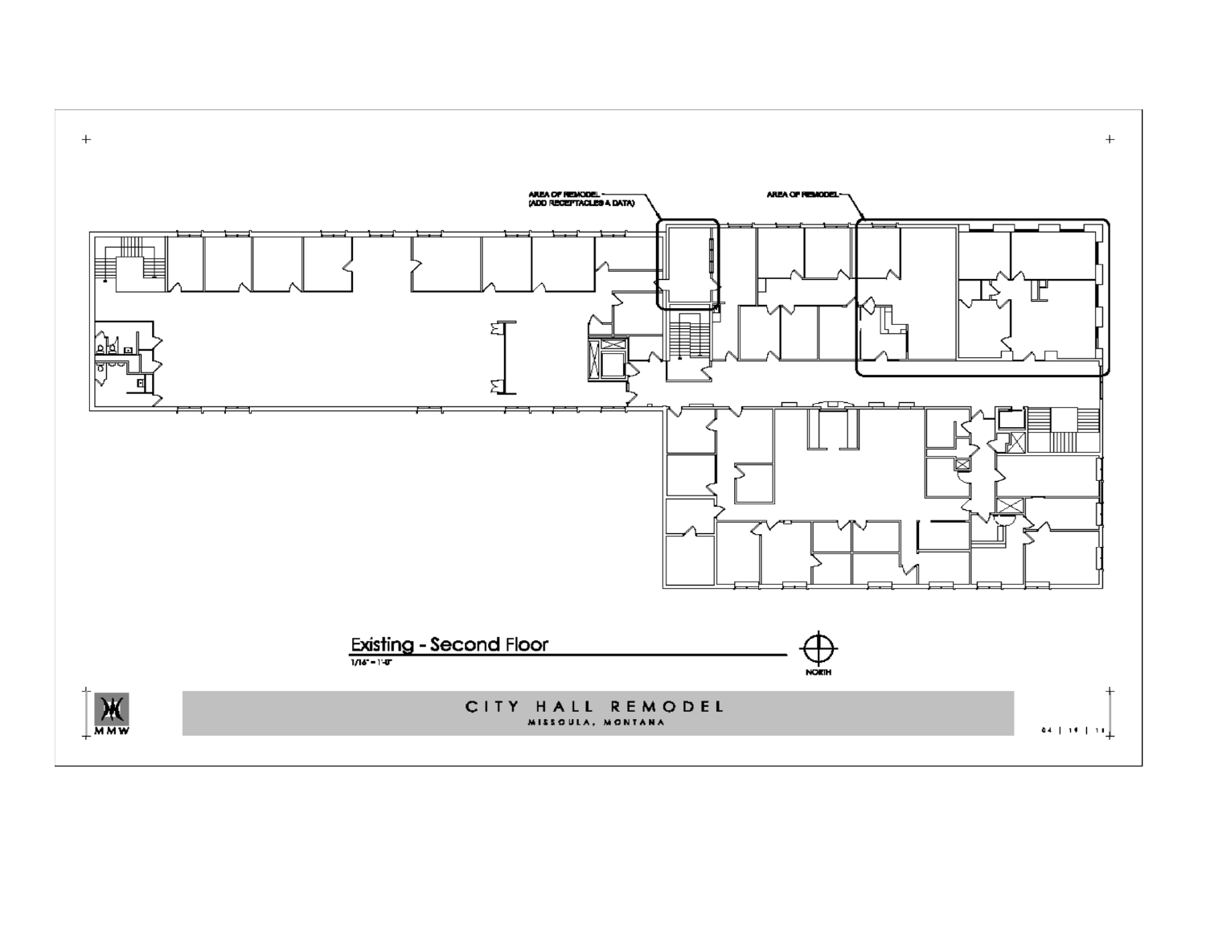AREA OF REMODEL
(ADD RECEPTACLES & DATA)

AREA OF REMODEL

## Existing - Second Floor

1/16" = 1'-0"

NORTH

MMW

# CITY HALL REMODEL

MISSOULA, MONTANA

04 | 19 | 11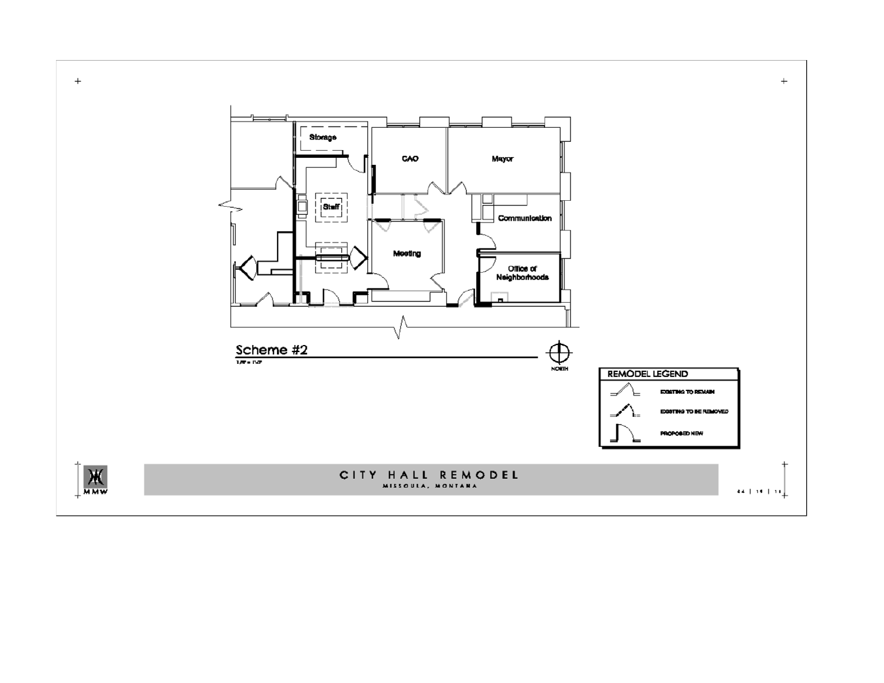Storage

CAO

Mayor

Staff

Communication

Meeting

Office of Neighborhoods

## Scheme #2

1/8" = 1'-0"

NORTH

**REMODEL LEGEND**

EXISTING TO REMAIN

EXISTING TO BE REMOVED

PROPOSED NEW

MMW

CITY HALL REMODEL

MISSOULA, MONTANA

04 | 19 | 11